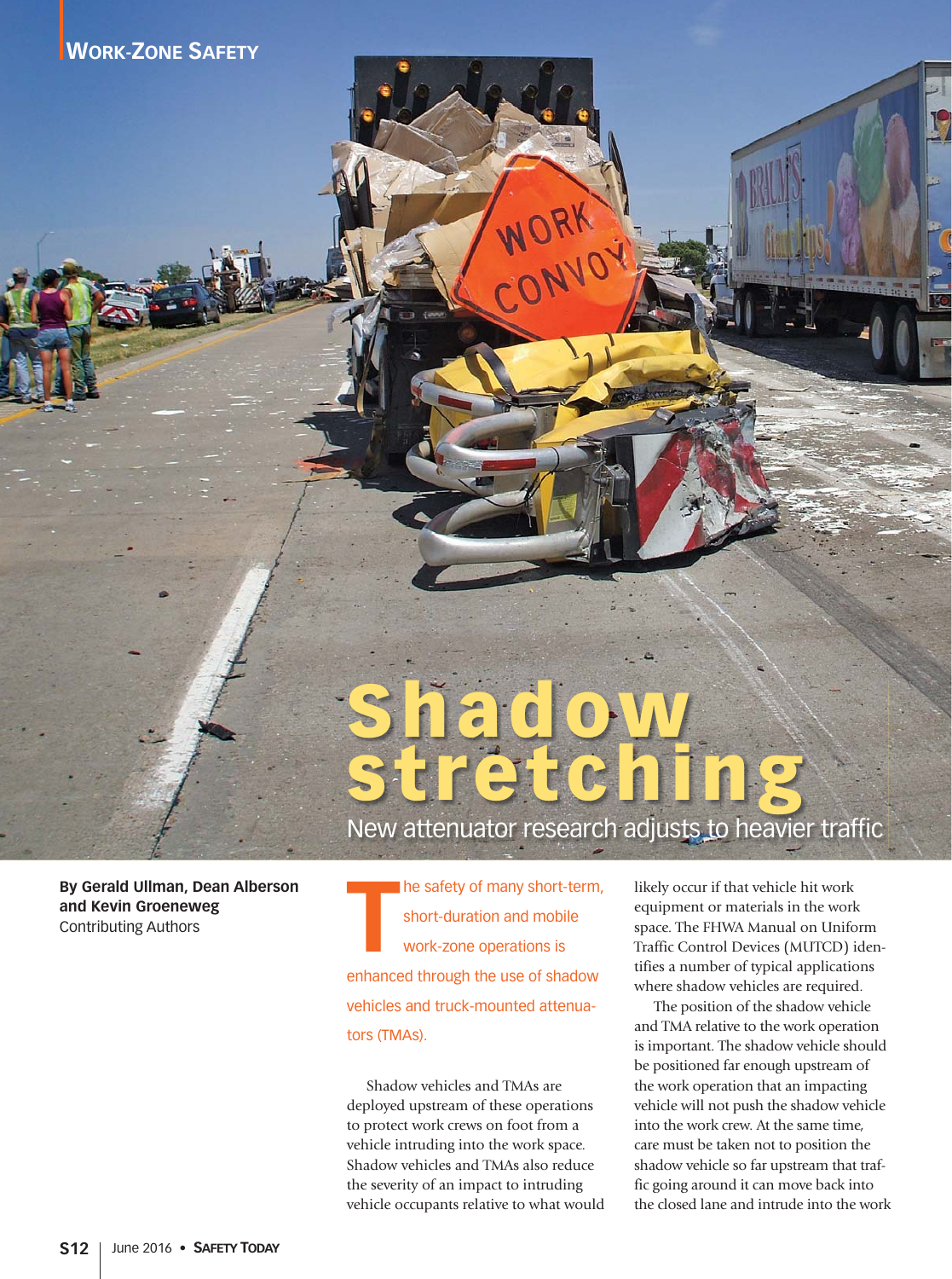Work-Zone Safety

# Shadow stretching

## New attenuator research adjusts to heavier traffic

**By Gerald Ullman, Dean Alberson and Kevin Groeneweg**
Contributing Authors

The safety of many short-term, short-duration and mobile work-zone operations is enhanced through the use of shadow vehicles and truck-mounted attenuators (TMAs).

Shadow vehicles and TMAs are deployed upstream of these operations to protect work crews on foot from a vehicle intruding into the work space. Shadow vehicles and TMAs also reduce the severity of an impact to intruding vehicle occupants relative to what would likely occur if that vehicle hit work equipment or materials in the work space. The FHWA Manual on Uniform Traffic Control Devices (MUTCD) identifies a number of typical applications where shadow vehicles are required.

The position of the shadow vehicle and TMA relative to the work operation is important. The shadow vehicle should be positioned far enough upstream of the work operation that an impacting vehicle will not push the shadow vehicle into the work crew. At the same time, care must be taken not to position the shadow vehicle so far upstream that traffic going around it can move back into the closed lane and intrude into the work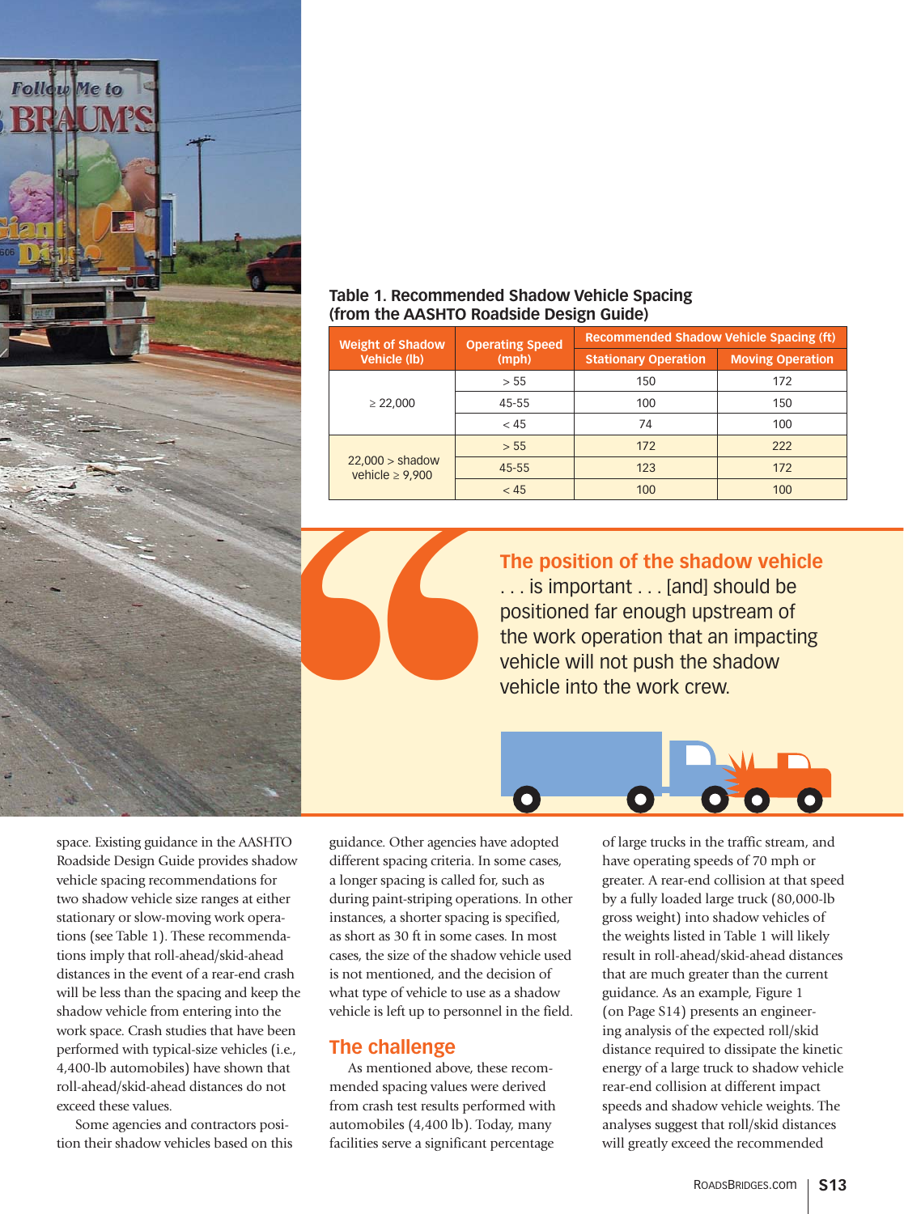Table 1. Recommended Shadow Vehicle Spacing (from the AASHTO Roadside Design Guide)

| Weight of Shadow Vehicle (lb) | Operating Speed (mph) | Recommended Shadow Vehicle Spacing (ft) | |
|---|---|---|---|
| | | Stationary Operation | Moving Operation |
| ≥ 22,000 | > 55 | 150 | 172 |
| | 45-55 | 100 | 150 |
| | < 45 | 74 | 100 |
| 22,000 > shadow vehicle ≥ 9,900 | > 55 | 172 | 222 |
| | 45-55 | 123 | 172 |
| | < 45 | 100 | 100 |

> **The position of the shadow vehicle** . . . is important . . . [and] should be positioned far enough upstream of the work operation that an impacting vehicle will not push the shadow vehicle into the work crew.

space. Existing guidance in the AASHTO Roadside Design Guide provides shadow vehicle spacing recommendations for two shadow vehicle size ranges at either stationary or slow-moving work operations (see Table 1). These recommendations imply that roll-ahead/skid-ahead distances in the event of a rear-end crash will be less than the spacing and keep the shadow vehicle from entering into the work space. Crash studies that have been performed with typical-size vehicles (i.e., 4,400-lb automobiles) have shown that roll-ahead/skid-ahead distances do not exceed these values.

Some agencies and contractors position their shadow vehicles based on this guidance. Other agencies have adopted different spacing criteria. In some cases, a longer spacing is called for, such as during paint-striping operations. In other instances, a shorter spacing is specified, as short as 30 ft in some cases. In most cases, the size of the shadow vehicle used is not mentioned, and the decision of what type of vehicle to use as a shadow vehicle is left up to personnel in the field.

## The challenge

As mentioned above, these recommended spacing values were derived from crash test results performed with automobiles (4,400 lb). Today, many facilities serve a significant percentage of large trucks in the traffic stream, and have operating speeds of 70 mph or greater. A rear-end collision at that speed by a fully loaded large truck (80,000-lb gross weight) into shadow vehicles of the weights listed in Table 1 will likely result in roll-ahead/skid-ahead distances that are much greater than the current guidance. As an example, Figure 1 (on Page S14) presents an engineering analysis of the expected roll/skid distance required to dissipate the kinetic energy of a large truck to shadow vehicle rear-end collision at different impact speeds and shadow vehicle weights. The analyses suggest that roll/skid distances will greatly exceed the recommended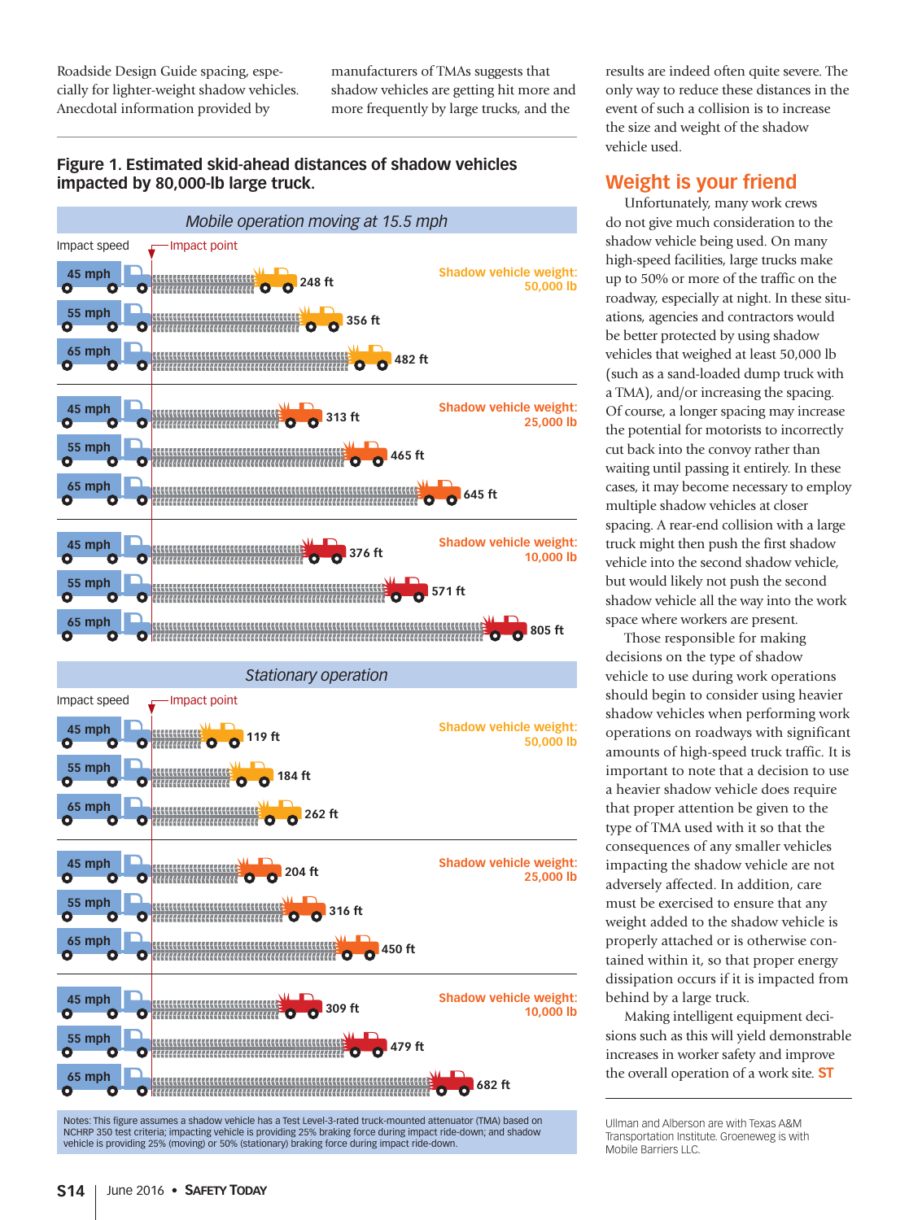Roadside Design Guide spacing, especially for lighter-weight shadow vehicles. Anecdotal information provided by manufacturers of TMAs suggests that shadow vehicles are getting hit more and more frequently by large trucks, and the results are indeed often quite severe. The only way to reduce these distances in the event of such a collision is to increase the size and weight of the shadow vehicle used.

**Figure 1. Estimated skid-ahead distances of shadow vehicles impacted by 80,000-lb large truck.**

*Mobile operation moving at 15.5 mph*

Impact speed
Impact point

Shadow vehicle weight: 50,000 lb
45 mph 248 ft
55 mph 356 ft
65 mph 482 ft

Shadow vehicle weight: 25,000 lb
45 mph 313 ft
55 mph 465 ft
65 mph 645 ft

Shadow vehicle weight: 10,000 lb
45 mph 376 ft
55 mph 571 ft
65 mph 805 ft

*Stationary operation*

Impact speed
Impact point

Shadow vehicle weight: 50,000 lb
45 mph 119 ft
55 mph 184 ft
65 mph 262 ft

Shadow vehicle weight: 25,000 lb
45 mph 204 ft
55 mph 316 ft
65 mph 450 ft

Shadow vehicle weight: 10,000 lb
45 mph 309 ft
55 mph 479 ft
65 mph 682 ft

Notes: This figure assumes a shadow vehicle has a Test Level-3-rated truck-mounted attenuator (TMA) based on NCHRP 350 test criteria; impacting vehicle is providing 25% braking force during impact ride-down; and shadow vehicle is providing 25% (moving) or 50% (stationary) braking force during impact ride-down.

## Weight is your friend

Unfortunately, many work crews do not give much consideration to the shadow vehicle being used. On many high-speed facilities, large trucks make up to 50% or more of the traffic on the roadway, especially at night. In these situations, agencies and contractors would be better protected by using shadow vehicles that weighed at least 50,000 lb (such as a sand-loaded dump truck with a TMA), and/or increasing the spacing. Of course, a longer spacing may increase the potential for motorists to incorrectly cut back into the convoy rather than waiting until passing it entirely. In these cases, it may become necessary to employ multiple shadow vehicles at closer spacing. A rear-end collision with a large truck might then push the first shadow vehicle into the second shadow vehicle, but would likely not push the second shadow vehicle all the way into the work space where workers are present.

Those responsible for making decisions on the type of shadow vehicle to use during work operations should begin to consider using heavier shadow vehicles when performing work operations on roadways with significant amounts of high-speed truck traffic. It is important to note that a decision to use a heavier shadow vehicle does require that proper attention be given to the type of TMA used with it so that the consequences of any smaller vehicles impacting the shadow vehicle are not adversely affected. In addition, care must be exercised to ensure that any weight added to the shadow vehicle is properly attached or is otherwise contained within it, so that proper energy dissipation occurs if it is impacted from behind by a large truck.

Making intelligent equipment decisions such as this will yield demonstrable increases in worker safety and improve the overall operation of a work site. **ST**

Ullman and Alberson are with Texas A&M Transportation Institute. Groeneweg is with Mobile Barriers LLC.